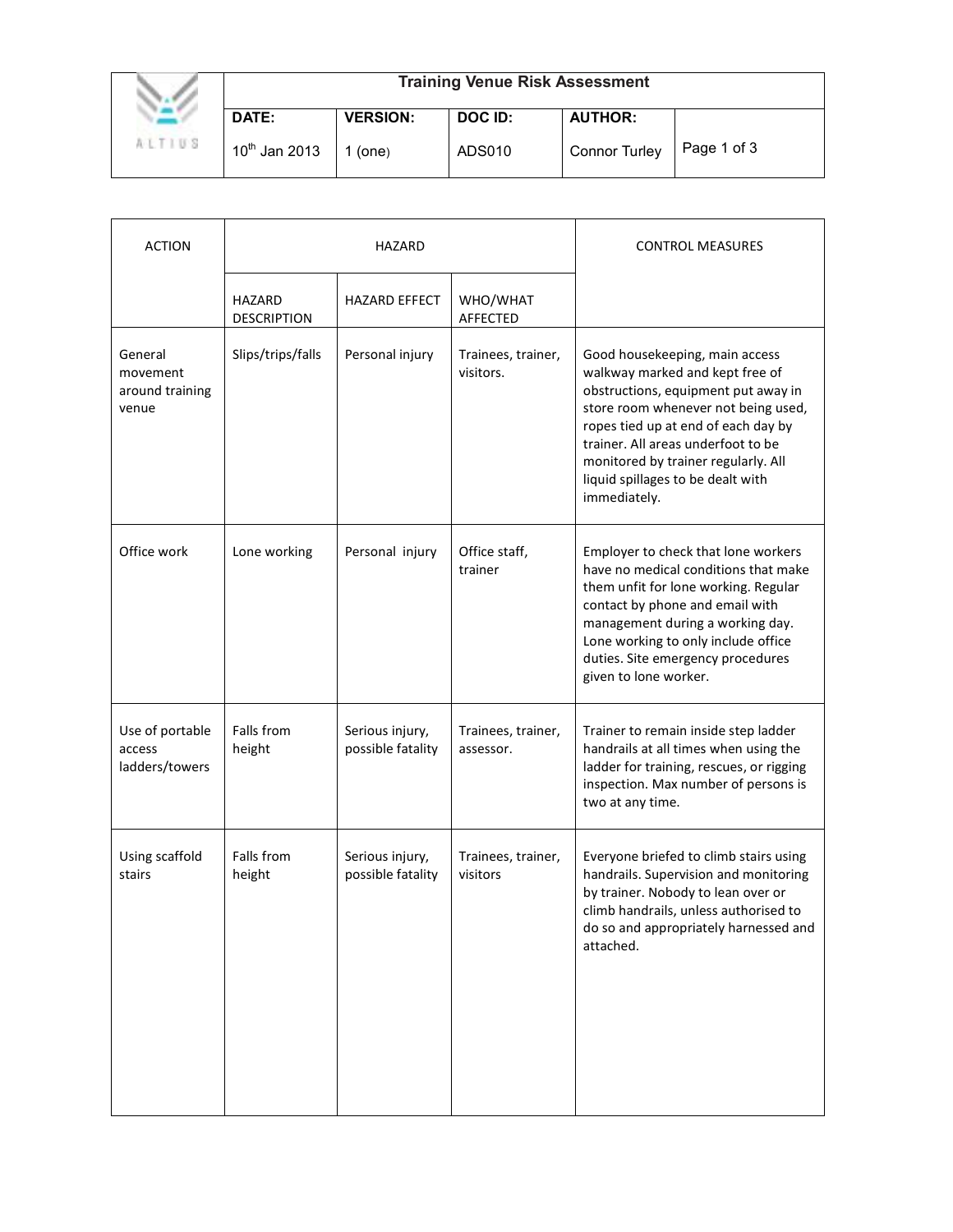| | **Training Venue Risk Assessment** | | | | |
|---|---|---|---|---|---|
| ALTIUS | **DATE:** 10th Jan 2013 | **VERSION:** 1 (one) | **DOC ID:** ADS010 | **AUTHOR:** Connor Turley | |

| ACTION | HAZARD | | | CONTROL MEASURES |
|---|---|---|---|---|
| | HAZARD DESCRIPTION | HAZARD EFFECT | WHO/WHAT AFFECTED | |
| General movement around training venue | Slips/trips/falls | Personal injury | Trainees, trainer, visitors. | Good housekeeping, main access walkway marked and kept free of obstructions, equipment put away in store room whenever not being used, ropes tied up at end of each day by trainer. All areas underfoot to be monitored by trainer regularly. All liquid spillages to be dealt with immediately. |
| Office work | Lone working | Personal injury | Office staff, trainer | Employer to check that lone workers have no medical conditions that make them unfit for lone working. Regular contact by phone and email with management during a working day. Lone working to only include office duties. Site emergency procedures given to lone worker. |
| Use of portable access ladders/towers | Falls from height | Serious injury, possible fatality | Trainees, trainer, assessor. | Trainer to remain inside step ladder handrails at all times when using the ladder for training, rescues, or rigging inspection. Max number of persons is two at any time. |
| Using scaffold stairs | Falls from height | Serious injury, possible fatality | Trainees, trainer, visitors | Everyone briefed to climb stairs using handrails. Supervision and monitoring by trainer. Nobody to lean over or climb handrails, unless authorised to do so and appropriately harnessed and attached. |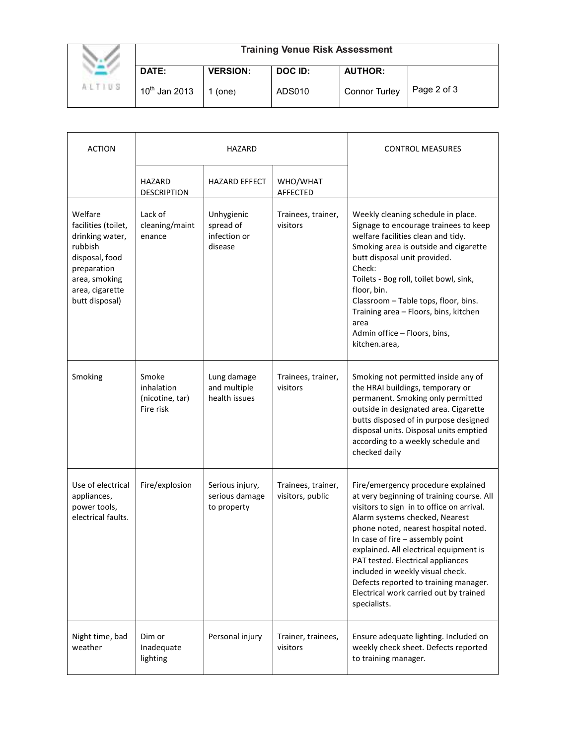| ACTION | HAZARD | | | CONTROL MEASURES |
|---|---|---|---|---|
| | HAZARD DESCRIPTION | HAZARD EFFECT | WHO/WHAT AFFECTED | |
| Welfare facilities (toilet, drinking water, rubbish disposal, food preparation area, smoking area, cigarette butt disposal) | Lack of cleaning/maintenance | Unhygienic spread of infection or disease | Trainees, trainer, visitors | Weekly cleaning schedule in place. Signage to encourage trainees to keep welfare facilities clean and tidy. Smoking area is outside and cigarette butt disposal unit provided. Check: Toilets - Bog roll, toilet bowl, sink, floor, bin. Classroom – Table tops, floor, bins. Training area – Floors, bins, kitchen area Admin office – Floors, bins, kitchen.area, |
| Smoking | Smoke inhalation (nicotine, tar) Fire risk | Lung damage and multiple health issues | Trainees, trainer, visitors | Smoking not permitted inside any of the HRAI buildings, temporary or permanent. Smoking only permitted outside in designated area. Cigarette butts disposed of in purpose designed disposal units. Disposal units emptied according to a weekly schedule and checked daily |
| Use of electrical appliances, power tools, electrical faults. | Fire/explosion | Serious injury, serious damage to property | Trainees, trainer, visitors, public | Fire/emergency procedure explained at very beginning of training course. All visitors to sign in to office on arrival. Alarm systems checked, Nearest phone noted, nearest hospital noted. In case of fire – assembly point explained. All electrical equipment is PAT tested. Electrical appliances included in weekly visual check. Defects reported to training manager. Electrical work carried out by trained specialists. |
| Night time, bad weather | Dim or Inadequate lighting | Personal injury | Trainer, trainees, visitors | Ensure adequate lighting. Included on weekly check sheet. Defects reported to training manager. |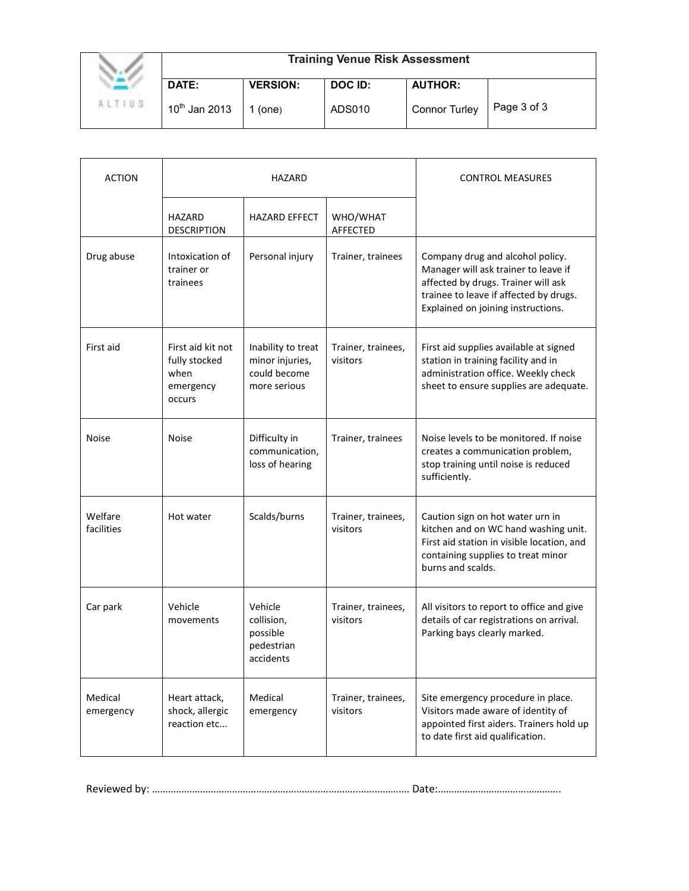| ACTION | HAZARD | | | CONTROL MEASURES |
|---|---|---|---|---|
| | HAZARD DESCRIPTION | HAZARD EFFECT | WHO/WHAT AFFECTED | |
| Drug abuse | Intoxication of trainer or trainees | Personal injury | Trainer, trainees | Company drug and alcohol policy. Manager will ask trainer to leave if affected by drugs. Trainer will ask trainee to leave if affected by drugs. Explained on joining instructions. |
| First aid | First aid kit not fully stocked when emergency occurs | Inability to treat minor injuries, could become more serious | Trainer, trainees, visitors | First aid supplies available at signed station in training facility and in administration office. Weekly check sheet to ensure supplies are adequate. |
| Noise | Noise | Difficulty in communication, loss of hearing | Trainer, trainees | Noise levels to be monitored. If noise creates a communication problem, stop training until noise is reduced sufficiently. |
| Welfare facilities | Hot water | Scalds/burns | Trainer, trainees, visitors | Caution sign on hot water urn in kitchen and on WC hand washing unit. First aid station in visible location, and containing supplies to treat minor burns and scalds. |
| Car park | Vehicle movements | Vehicle collision, possible pedestrian accidents | Trainer, trainees, visitors | All visitors to report to office and give details of car registrations on arrival. Parking bays clearly marked. |
| Medical emergency | Heart attack, shock, allergic reaction etc... | Medical emergency | Trainer, trainees, visitors | Site emergency procedure in place. Visitors made aware of identity of appointed first aiders. Trainers hold up to date first aid qualification. |

Reviewed by: ……………………………………………………………………………… Date:……………………………………….